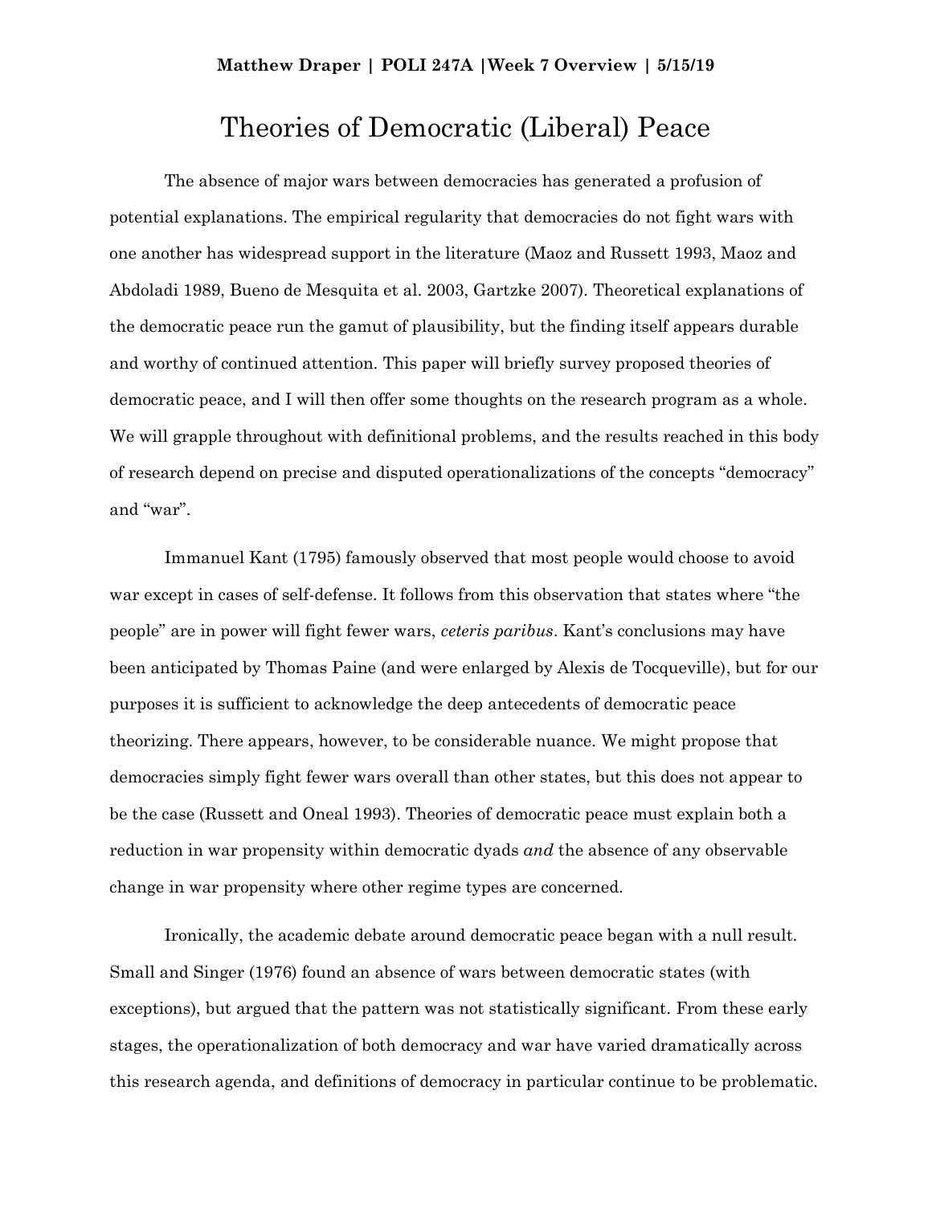**Matthew Draper | POLI 247A |Week 7 Overview | 5/15/19**

# Theories of Democratic (Liberal) Peace

The absence of major wars between democracies has generated a profusion of potential explanations. The empirical regularity that democracies do not fight wars with one another has widespread support in the literature (Maoz and Russett 1993, Maoz and Abdoladi 1989, Bueno de Mesquita et al. 2003, Gartzke 2007). Theoretical explanations of the democratic peace run the gamut of plausibility, but the finding itself appears durable and worthy of continued attention. This paper will briefly survey proposed theories of democratic peace, and I will then offer some thoughts on the research program as a whole. We will grapple throughout with definitional problems, and the results reached in this body of research depend on precise and disputed operationalizations of the concepts "democracy" and "war".

Immanuel Kant (1795) famously observed that most people would choose to avoid war except in cases of self-defense. It follows from this observation that states where "the people" are in power will fight fewer wars, *ceteris paribus*. Kant's conclusions may have been anticipated by Thomas Paine (and were enlarged by Alexis de Tocqueville), but for our purposes it is sufficient to acknowledge the deep antecedents of democratic peace theorizing. There appears, however, to be considerable nuance. We might propose that democracies simply fight fewer wars overall than other states, but this does not appear to be the case (Russett and Oneal 1993). Theories of democratic peace must explain both a reduction in war propensity within democratic dyads *and* the absence of any observable change in war propensity where other regime types are concerned.

Ironically, the academic debate around democratic peace began with a null result. Small and Singer (1976) found an absence of wars between democratic states (with exceptions), but argued that the pattern was not statistically significant. From these early stages, the operationalization of both democracy and war have varied dramatically across this research agenda, and definitions of democracy in particular continue to be problematic.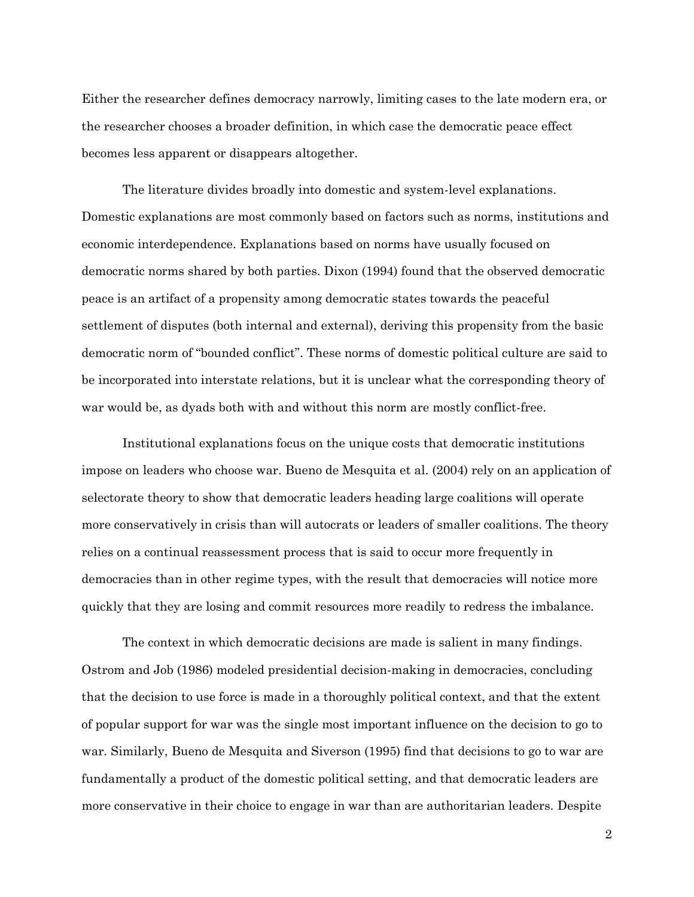Either the researcher defines democracy narrowly, limiting cases to the late modern era, or the researcher chooses a broader definition, in which case the democratic peace effect becomes less apparent or disappears altogether.

The literature divides broadly into domestic and system-level explanations. Domestic explanations are most commonly based on factors such as norms, institutions and economic interdependence. Explanations based on norms have usually focused on democratic norms shared by both parties. Dixon (1994) found that the observed democratic peace is an artifact of a propensity among democratic states towards the peaceful settlement of disputes (both internal and external), deriving this propensity from the basic democratic norm of "bounded conflict". These norms of domestic political culture are said to be incorporated into interstate relations, but it is unclear what the corresponding theory of war would be, as dyads both with and without this norm are mostly conflict-free.

Institutional explanations focus on the unique costs that democratic institutions impose on leaders who choose war. Bueno de Mesquita et al. (2004) rely on an application of selectorate theory to show that democratic leaders heading large coalitions will operate more conservatively in crisis than will autocrats or leaders of smaller coalitions. The theory relies on a continual reassessment process that is said to occur more frequently in democracies than in other regime types, with the result that democracies will notice more quickly that they are losing and commit resources more readily to redress the imbalance.

The context in which democratic decisions are made is salient in many findings. Ostrom and Job (1986) modeled presidential decision-making in democracies, concluding that the decision to use force is made in a thoroughly political context, and that the extent of popular support for war was the single most important influence on the decision to go to war. Similarly, Bueno de Mesquita and Siverson (1995) find that decisions to go to war are fundamentally a product of the domestic political setting, and that democratic leaders are more conservative in their choice to engage in war than are authoritarian leaders. Despite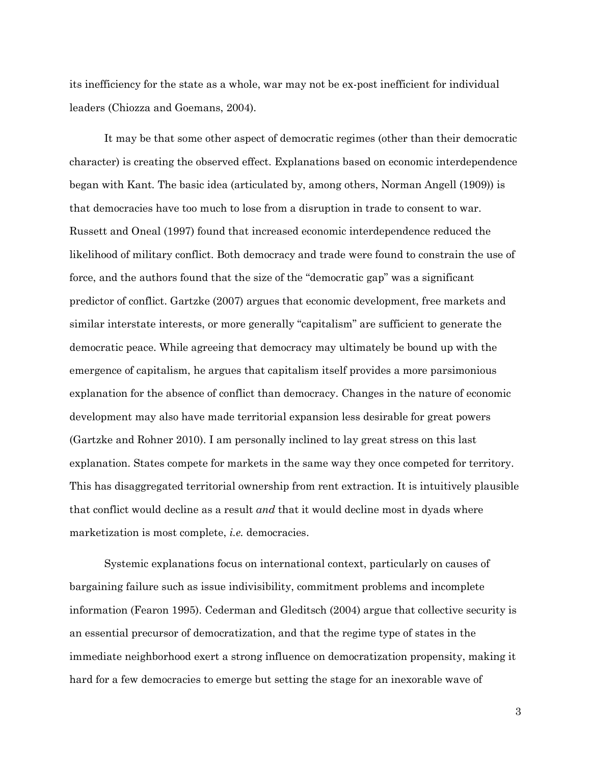its inefficiency for the state as a whole, war may not be ex-post inefficient for individual leaders (Chiozza and Goemans, 2004).

It may be that some other aspect of democratic regimes (other than their democratic character) is creating the observed effect. Explanations based on economic interdependence began with Kant. The basic idea (articulated by, among others, Norman Angell (1909)) is that democracies have too much to lose from a disruption in trade to consent to war. Russett and Oneal (1997) found that increased economic interdependence reduced the likelihood of military conflict. Both democracy and trade were found to constrain the use of force, and the authors found that the size of the "democratic gap" was a significant predictor of conflict. Gartzke (2007) argues that economic development, free markets and similar interstate interests, or more generally "capitalism" are sufficient to generate the democratic peace. While agreeing that democracy may ultimately be bound up with the emergence of capitalism, he argues that capitalism itself provides a more parsimonious explanation for the absence of conflict than democracy. Changes in the nature of economic development may also have made territorial expansion less desirable for great powers (Gartzke and Rohner 2010). I am personally inclined to lay great stress on this last explanation. States compete for markets in the same way they once competed for territory. This has disaggregated territorial ownership from rent extraction. It is intuitively plausible that conflict would decline as a result *and* that it would decline most in dyads where marketization is most complete, *i.e.* democracies.

Systemic explanations focus on international context, particularly on causes of bargaining failure such as issue indivisibility, commitment problems and incomplete information (Fearon 1995). Cederman and Gleditsch (2004) argue that collective security is an essential precursor of democratization, and that the regime type of states in the immediate neighborhood exert a strong influence on democratization propensity, making it hard for a few democracies to emerge but setting the stage for an inexorable wave of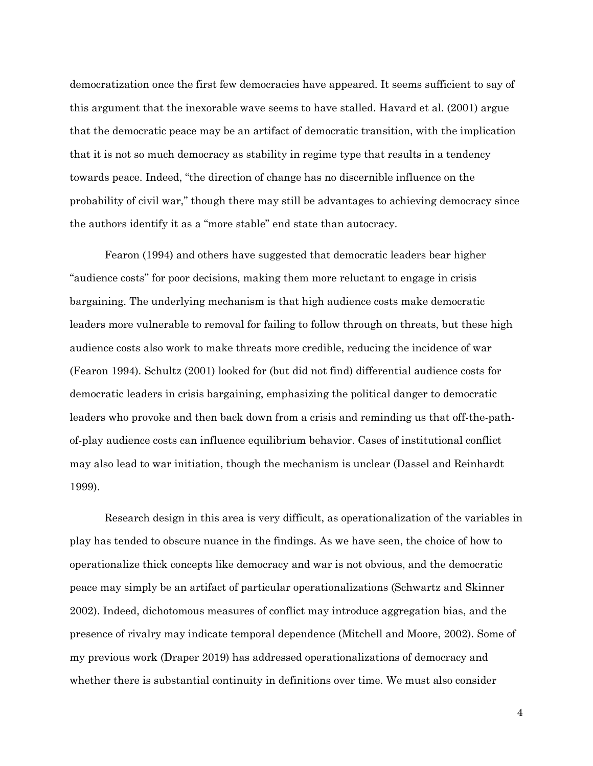democratization once the first few democracies have appeared. It seems sufficient to say of this argument that the inexorable wave seems to have stalled. Havard et al. (2001) argue that the democratic peace may be an artifact of democratic transition, with the implication that it is not so much democracy as stability in regime type that results in a tendency towards peace. Indeed, "the direction of change has no discernible influence on the probability of civil war," though there may still be advantages to achieving democracy since the authors identify it as a "more stable" end state than autocracy.

Fearon (1994) and others have suggested that democratic leaders bear higher "audience costs" for poor decisions, making them more reluctant to engage in crisis bargaining. The underlying mechanism is that high audience costs make democratic leaders more vulnerable to removal for failing to follow through on threats, but these high audience costs also work to make threats more credible, reducing the incidence of war (Fearon 1994). Schultz (2001) looked for (but did not find) differential audience costs for democratic leaders in crisis bargaining, emphasizing the political danger to democratic leaders who provoke and then back down from a crisis and reminding us that off-the-path-of-play audience costs can influence equilibrium behavior. Cases of institutional conflict may also lead to war initiation, though the mechanism is unclear (Dassel and Reinhardt 1999).

Research design in this area is very difficult, as operationalization of the variables in play has tended to obscure nuance in the findings. As we have seen, the choice of how to operationalize thick concepts like democracy and war is not obvious, and the democratic peace may simply be an artifact of particular operationalizations (Schwartz and Skinner 2002). Indeed, dichotomous measures of conflict may introduce aggregation bias, and the presence of rivalry may indicate temporal dependence (Mitchell and Moore, 2002). Some of my previous work (Draper 2019) has addressed operationalizations of democracy and whether there is substantial continuity in definitions over time. We must also consider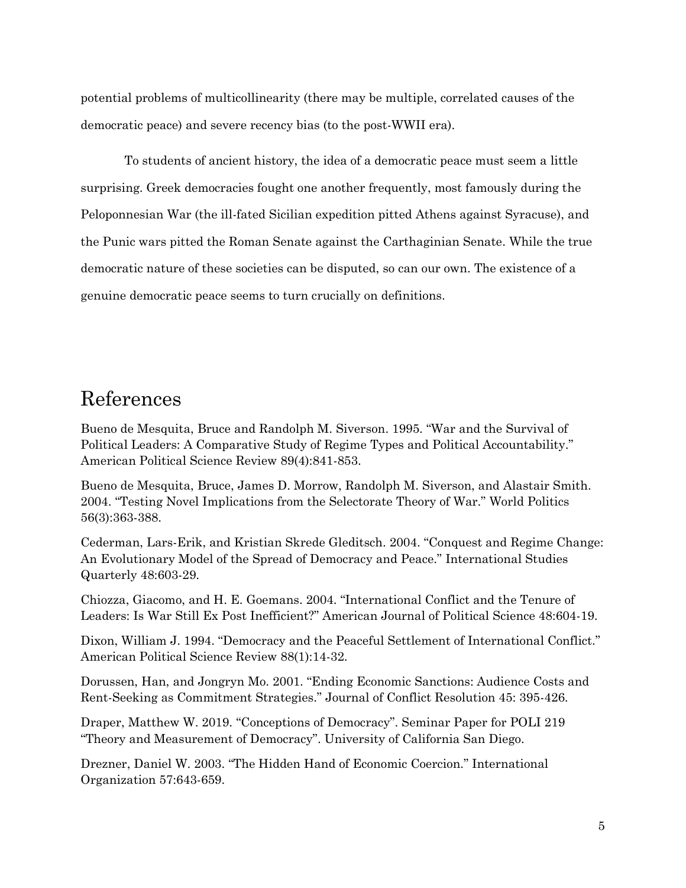potential problems of multicollinearity (there may be multiple, correlated causes of the democratic peace) and severe recency bias (to the post-WWII era).

To students of ancient history, the idea of a democratic peace must seem a little surprising. Greek democracies fought one another frequently, most famously during the Peloponnesian War (the ill-fated Sicilian expedition pitted Athens against Syracuse), and the Punic wars pitted the Roman Senate against the Carthaginian Senate. While the true democratic nature of these societies can be disputed, so can our own. The existence of a genuine democratic peace seems to turn crucially on definitions.

# References

Bueno de Mesquita, Bruce and Randolph M. Siverson. 1995. "War and the Survival of Political Leaders: A Comparative Study of Regime Types and Political Accountability." American Political Science Review 89(4):841-853.

Bueno de Mesquita, Bruce, James D. Morrow, Randolph M. Siverson, and Alastair Smith. 2004. "Testing Novel Implications from the Selectorate Theory of War." World Politics 56(3):363-388.

Cederman, Lars-Erik, and Kristian Skrede Gleditsch. 2004. "Conquest and Regime Change: An Evolutionary Model of the Spread of Democracy and Peace." International Studies Quarterly 48:603-29.

Chiozza, Giacomo, and H. E. Goemans. 2004. "International Conflict and the Tenure of Leaders: Is War Still Ex Post Inefficient?" American Journal of Political Science 48:604-19.

Dixon, William J. 1994. "Democracy and the Peaceful Settlement of International Conflict." American Political Science Review 88(1):14-32.

Dorussen, Han, and Jongryn Mo. 2001. "Ending Economic Sanctions: Audience Costs and Rent-Seeking as Commitment Strategies." Journal of Conflict Resolution 45: 395-426.

Draper, Matthew W. 2019. "Conceptions of Democracy". Seminar Paper for POLI 219 "Theory and Measurement of Democracy". University of California San Diego.

Drezner, Daniel W. 2003. "The Hidden Hand of Economic Coercion." International Organization 57:643-659.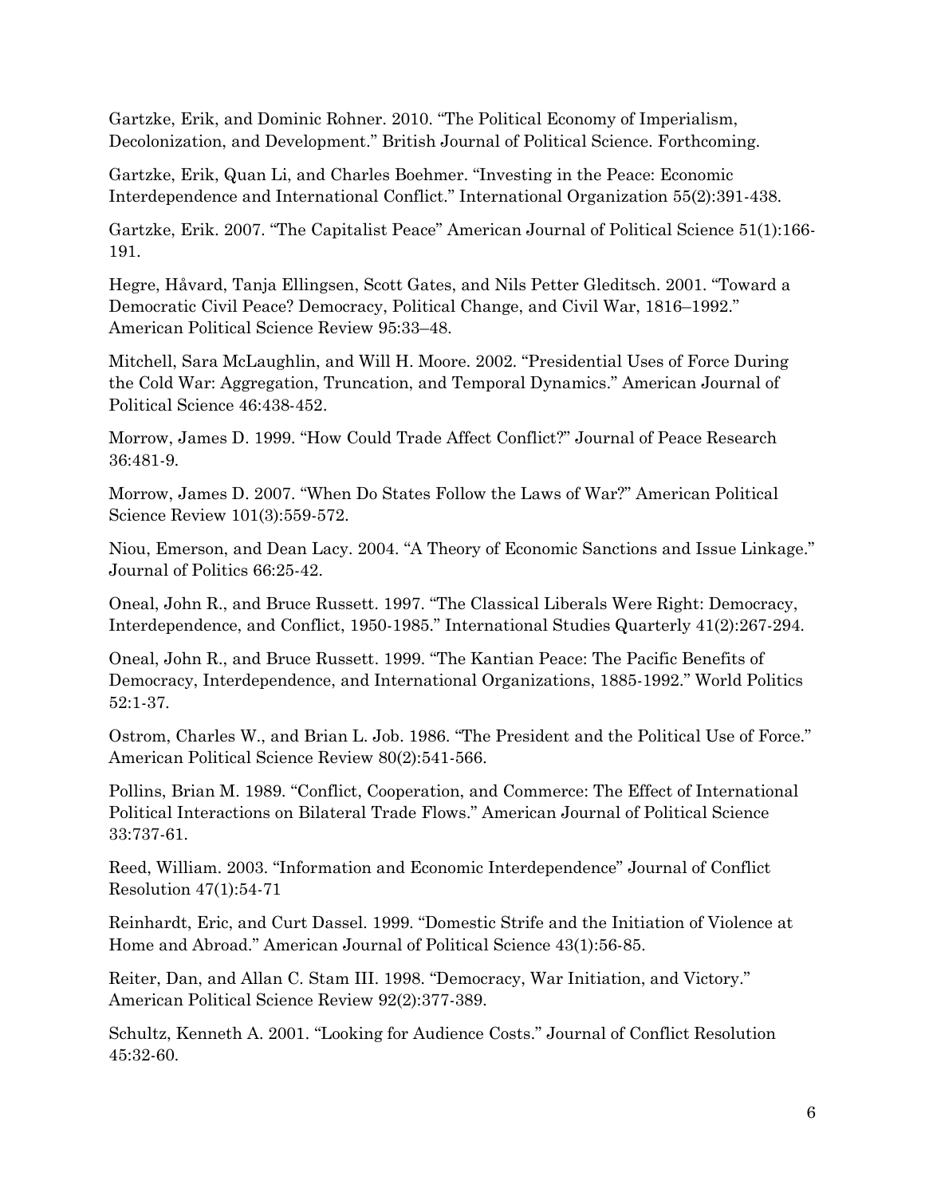Gartzke, Erik, and Dominic Rohner. 2010. "The Political Economy of Imperialism, Decolonization, and Development." British Journal of Political Science. Forthcoming.

Gartzke, Erik, Quan Li, and Charles Boehmer. "Investing in the Peace: Economic Interdependence and International Conflict." International Organization 55(2):391-438.

Gartzke, Erik. 2007. "The Capitalist Peace" American Journal of Political Science 51(1):166-191.

Hegre, Håvard, Tanja Ellingsen, Scott Gates, and Nils Petter Gleditsch. 2001. "Toward a Democratic Civil Peace? Democracy, Political Change, and Civil War, 1816–1992." American Political Science Review 95:33–48.

Mitchell, Sara McLaughlin, and Will H. Moore. 2002. "Presidential Uses of Force During the Cold War: Aggregation, Truncation, and Temporal Dynamics." American Journal of Political Science 46:438-452.

Morrow, James D. 1999. "How Could Trade Affect Conflict?" Journal of Peace Research 36:481-9.

Morrow, James D. 2007. "When Do States Follow the Laws of War?" American Political Science Review 101(3):559-572.

Niou, Emerson, and Dean Lacy. 2004. "A Theory of Economic Sanctions and Issue Linkage." Journal of Politics 66:25-42.

Oneal, John R., and Bruce Russett. 1997. "The Classical Liberals Were Right: Democracy, Interdependence, and Conflict, 1950-1985." International Studies Quarterly 41(2):267-294.

Oneal, John R., and Bruce Russett. 1999. "The Kantian Peace: The Pacific Benefits of Democracy, Interdependence, and International Organizations, 1885-1992." World Politics 52:1-37.

Ostrom, Charles W., and Brian L. Job. 1986. "The President and the Political Use of Force." American Political Science Review 80(2):541-566.

Pollins, Brian M. 1989. "Conflict, Cooperation, and Commerce: The Effect of International Political Interactions on Bilateral Trade Flows." American Journal of Political Science 33:737-61.

Reed, William. 2003. "Information and Economic Interdependence" Journal of Conflict Resolution 47(1):54-71

Reinhardt, Eric, and Curt Dassel. 1999. "Domestic Strife and the Initiation of Violence at Home and Abroad." American Journal of Political Science 43(1):56-85.

Reiter, Dan, and Allan C. Stam III. 1998. "Democracy, War Initiation, and Victory." American Political Science Review 92(2):377-389.

Schultz, Kenneth A. 2001. "Looking for Audience Costs." Journal of Conflict Resolution 45:32-60.